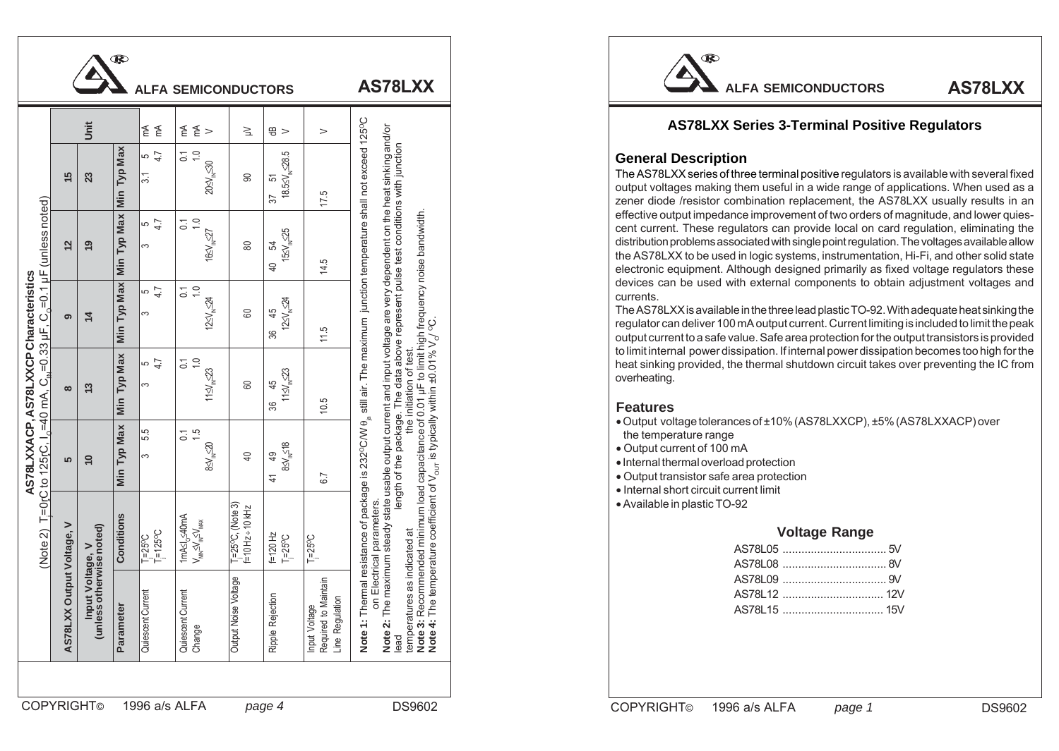## AS78LXXACP, AS78LXXCP Characteristics

(Note 2) $T_J$=0°C to 125°C, $I_O$=40 mA, $C_{IN}$=0.33 µF, $C_O$=0.1 µF (unless noted)

| AS78LXX Output Voltage, V | | 5 | | | 8 | | | 9 | | | 12 | | | 15 | | | Unit |
|---|---|---|---|---|---|---|---|---|---|---|---|---|---|---|---|---|---|
| Input Voltage, V (unless otherwise noted) | | 10 | | | 13 | | | 14 | | | 19 | | | 23 | | | |
| Parameter | Conditions | Min | Typ | Max | Min | Typ | Max | Min | Typ | Max | Min | Typ | Max | Min | Typ | Max | |
| Quiescent Current | $T_J$=25°C | | 3 | 5.5 | | 3 | 5 | | 3 | 5 | | 3 | 5 | | 3.1 | 5 | mA |
| | $T_J$=125°C | | | | | | 4.7 | | | 4.7 | | | 4.7 | | | 4.7 | mA |
| Quiescent Current Change | 1mA≤$I_O$≤40mA | | | 0.1 | | | 0.1 | | | 0.1 | | | 0.1 | | | 0.1 | mA |
| | $V_{MIN}$≤$V_{IN}$≤$V_{MAX}$ | | | 1.5 | | | 1.0 | | | 1.0 | | | 1.0 | | | 1.0 | mA |
| | | | 8≤$V_{IN}$≤20 | | | 11≤$V_{IN}$≤23 | | | 12≤$V_{IN}$≤24 | | | 16≤$V_{IN}$≤27 | | | 20≤$V_{IN}$≤30 | | V |
| Output Noise Voltage | $T_J$=25°C, (Note 3) f=10 Hz ÷ 10 kHz | | 40 | | | 60 | | | 60 | | | 80 | | | 90 | | µV |
| Ripple Rejection | f=120 Hz | 41 | 49 | | 36 | 45 | | 36 | 45 | | 40 | 54 | | 37 | 51 | | dB |
| | $T_J$=25°C | | 8≤$V_{IN}$≤18 | | | 11≤$V_{IN}$≤23 | | | 12≤$V_{IN}$≤24 | | | 15≤$V_{IN}$≤25 | | | 18.5≤$V_{IN}$≤28.5 | | V |
| Input Voltage Required to Maintain Line Regulation | $T_J$=25°C | 6.7 | | | 10.5 | | | 11.5 | | | 14.5 | | | 17.5 | | | V |

**Note 1:** Thermal resistance of package is 232°C/W $\theta_{ja}$ still air. The maximum junction temperature shall not exceed 125°C on Electrical parameters.

**Note 2:** The maximum steady state usable output current and input voltage are very dependent on the heat sinking and/or lead length of the package. The data above represent pulse test conditions with junction temperatures as indicated at the initiation of test.

**Note 3:** Recommended minimum load capacitance of 0.01 µF to limit high frequency noise bandwidth.

**Note 4:** The temperature coefficient of $V_{OUT}$ is typically within ±0.01% $V_O$/°C.

## AS78LXX Series 3-Terminal Positive Regulators

### General Description

The AS78LXX series of three terminal positive regulators is available with several fixed output voltages making them useful in a wide range of applications. When used as a zener diode /resistor combination replacement, the AS78LXX usually results in an effective output impedance improvement of two orders of magnitude, and lower quiescent current. These regulators can provide local on card regulation, eliminating the distribution problems associated with single point regulation. The voltages available allow the AS78LXX to be used in logic systems, instrumentation, Hi-Fi, and other solid state electronic equipment. Although designed primarily as fixed voltage regulators these devices can be used with external components to obtain adjustment voltages and currents.

The AS78LXX is available in the three lead plastic TO-92. With adequate heat sinking the regulator can deliver 100 mA output current. Current limiting is included to limit the peak output current to a safe value. Safe area protection for the output transistors is provided to limit internal power dissipation. If internal power dissipation becomes too high for the heat sinking provided, the thermal shutdown circuit takes over preventing the IC from overheating.

### Features

- Output voltage tolerances of ±10% (AS78LXXCP), ±5% (AS78LXXACP) over the temperature range
- Output current of 100 mA
- Internal thermal overload protection
- Output transistor safe area protection
- Internal short circuit current limit
- Available in plastic TO-92

### Voltage Range

AS78L05 ................................ 5V
AS78L08 ................................ 8V
AS78L09 ................................ 9V
AS78L12 ................................ 12V
AS78L15 ................................ 15V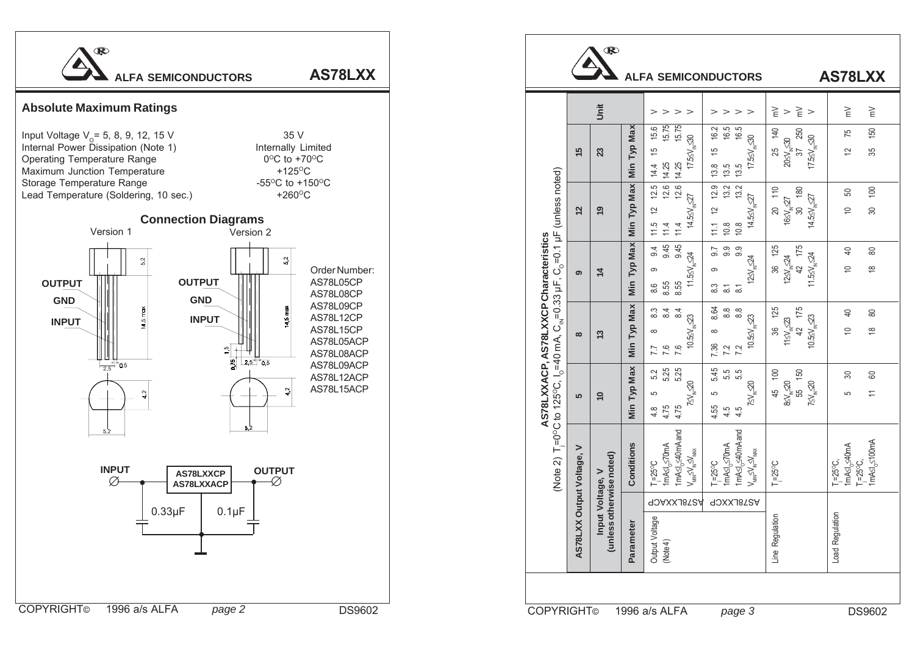## Absolute Maximum Ratings

| | |
|---|---|
| Input Voltage $V_O$= 5, 8, 9, 12, 15 V | 35 V |
| Internal Power Dissipation (Note 1) | Internally Limited |
| Operating Temperature Range | 0°C to +70°C |
| Maximum Junction Temperature | +125°C |
| Storage Temperature Range | -55°C to +150°C |
| Lead Temperature (Soldering, 10 sec.) | +260°C |

## Connection Diagrams

Version 1

OUTPUT
GND
INPUT

5,2
14,5 max
2,5
0,5
4,2
5,2

Version 2

OUTPUT
GND
INPUT

5,2
14,5 max
1,5
0,75
2,5
0,5
4,2
5,2

Order Number:
AS78L05CP
AS78L08CP
AS78L09CP
AS78L12CP
AS78L15CP
AS78L05ACP
AS78L08ACP
AS78L09ACP
AS78L12ACP
AS78L15ACP

INPUT
AS78LXXCP
AS78LXXACP
OUTPUT
0.33µF
0.1µF

## AS78LXXACP, AS78LXXCP Characteristics

(Note 2) $T_j$=0°C to 125°C, $I_O$=40 mA, $C_{IN}$=0.33 µF, $C_O$=0.1 µF (unless noted)

| AS78LXX Output Voltage, V | | | 5 | | | 8 | | | 9 | | | 12 | | | 15 | | | Unit |
|---|---|---|---|---|---|---|---|---|---|---|---|---|---|---|---|---|---|---|
| Input Voltage, V (unless otherwise noted) | | | 10 | | | 13 | | | 14 | | | 19 | | | 23 | | | |
| Parameter | | Conditions | Min | Typ | Max | Min | Typ | Max | Min | Typ | Max | Min | Typ | Max | Min | Typ | Max | |
| Output Voltage (Note 4) | AS78LXXACP | $T_j$=25°C | 4.8 | 5 | 5.2 | 7.7 | 8 | 8.3 | 8.6 | 9 | 9.4 | 11.5 | 12 | 12.5 | 14.4 | 15 | 15.6 | V |
| | | 1mA≤$I_O$≤70mA | 4.75 | | 5.25 | 7.6 | | 8.4 | 8.55 | | 9.45 | 11.4 | | 12.6 | 14.25 | | 15.75 | V |
| | | 1mA≤$I_O$≤40mA and | 4.75 | | 5.25 | 7.6 | | 8.4 | 8.55 | | 9.45 | 11.4 | | 12.6 | 14.25 | | 15.75 | V |
| | | $V_{MIN}$≤$V_{IN}$≤$V_{MAX}$ | | 7≤$V_{IN}$≤20 | | | 10.5≤$V_{IN}$≤23 | | | 11.5≤$V_{IN}$≤24 | | | 14.5≤$V_{IN}$≤27 | | | 17.5≤$V_{IN}$≤30 | | V |
| | AS78LXXCP | $T_j$=25°C | 4.55 | 5 | 5.45 | 7.36 | 8 | 8.64 | 8.3 | 9 | 9.7 | 11.1 | 12 | 12.9 | 13.8 | 15 | 16.2 | V |
| | | 1mA≤$I_O$≤70mA | 4.5 | | 5.5 | 7.2 | | 8.8 | 8.1 | | 9.9 | 10.8 | | 13.2 | 13.5 | | 16.5 | V |
| | | 1mA≤$I_O$≤40mA and | 4.5 | | 5.5 | 7.2 | | 8.8 | 8.1 | | 9.9 | 10.8 | | 13.2 | 13.5 | | 16.5 | V |
| | | $V_{MIN}$≤$V_{IN}$≤$V_{MAX}$ | | 7≤$V_{IN}$≤20 | | | 10.5≤$V_{IN}$≤23 | | | 12≤$V_{IN}$≤24 | | | 14.5≤$V_{IN}$≤27 | | | 17.5≤$V_{IN}$≤30 | | V |
| Line Regulation | | $T_j$=25°C | | 45 | 100 | | 36 | 125 | | 36 | 125 | | 20 | 110 | | 25 | 140 | mV |
| | | | | 8≤$V_{IN}$≤20 | | | 11≤$V_{IN}$≤23 | | | 12≤$V_{IN}$≤24 | | | 16≤$V_{IN}$≤27 | | | 20≤$V_{IN}$≤30 | | V |
| | | | | 55 | 150 | | 42 | 175 | | | | | 30 | 180 | | 37 | 250 | mV |
| | | | | 7≤$V_{IN}$≤20 | | | 10.5≤$V_{IN}$≤23 | | | 11.5≤$V_{IN}$≤24 | | | 14.5≤$V_{IN}$≤27 | | | 17.5≤$V_{IN}$≤30 | | V |
| Load Regulation | | $T_j$=25°C, 1mA≤$I_O$≤40mA | | 5 | 30 | | 10 | 40 | | 10 | 40 | | 10 | 50 | | 12 | 75 | mV |
| | | $T_j$=25°C, 1mA≤$I_O$≤100mA | | 11 | 60 | | 18 | 80 | | 18 | 80 | | 30 | 100 | | 35 | 150 | mV |